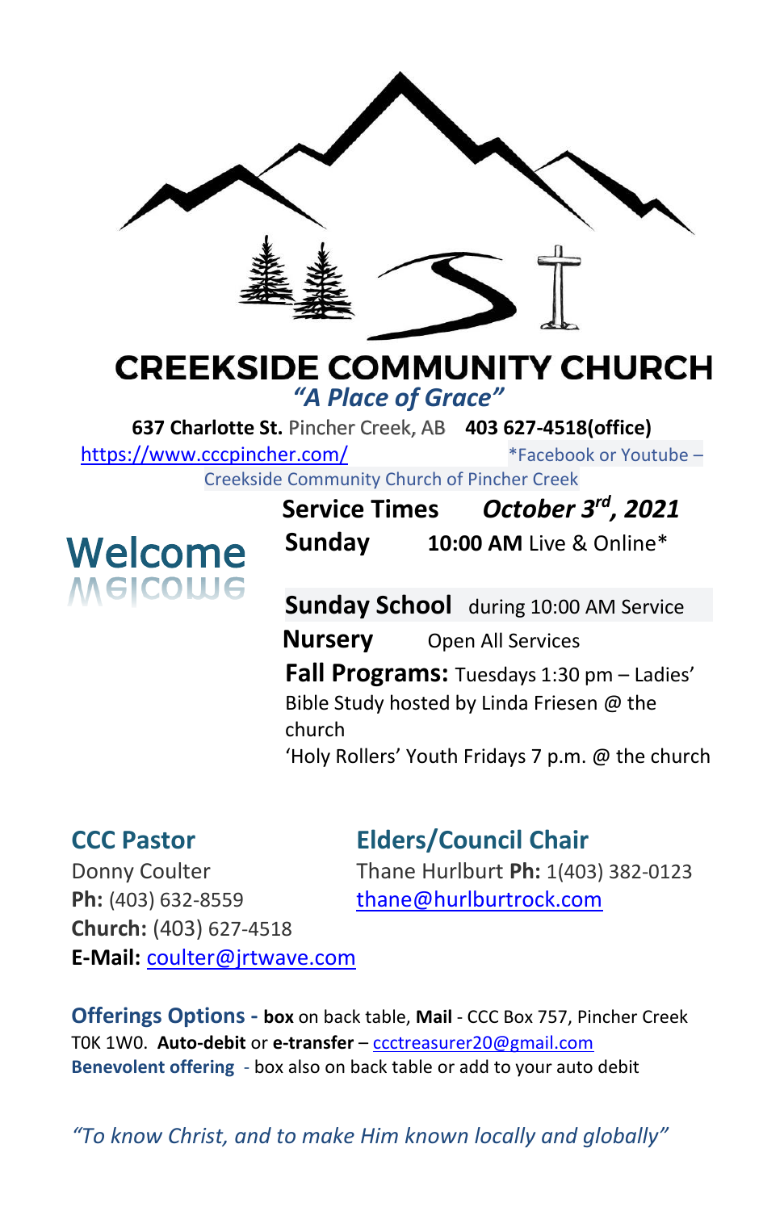# CREEKSIDE COMMUNITY CHURCH

*"A Place of Grace"*

**637 Charlotte St.** Pincher Creek, AB **403 627-4518(office)**

https://www.cccpincher.com/ *Facebook or Youtube – Creekside Community Church of Pincher Creek

## Welcome

**Service Times** ***October 3rd, 2021***

**Sunday** **10:00 AM** Live & Online*

**Sunday School** during 10:00 AM Service

**Nursery** Open All Services

**Fall Programs:** Tuesdays 1:30 pm – Ladies' Bible Study hosted by Linda Friesen @ the church

'Holy Rollers' Youth Fridays 7 p.m. @ the church

### CCC Pastor

Donny Coulter
**Ph:** (403) 632-8559
**Church:** (403) 627-4518
**E-Mail:** coulter@jrtwave.com

### Elders/Council Chair

Thane Hurlburt **Ph:** 1(403) 382-0123
thane@hurlburtrock.com

**Offerings Options -** **box** on back table, **Mail** - CCC Box 757, Pincher Creek T0K 1W0. **Auto-debit** or **e-transfer** – ccctreasurer20@gmail.com
**Benevolent offering** - box also on back table or add to your auto debit

*"To know Christ, and to make Him known locally and globally"*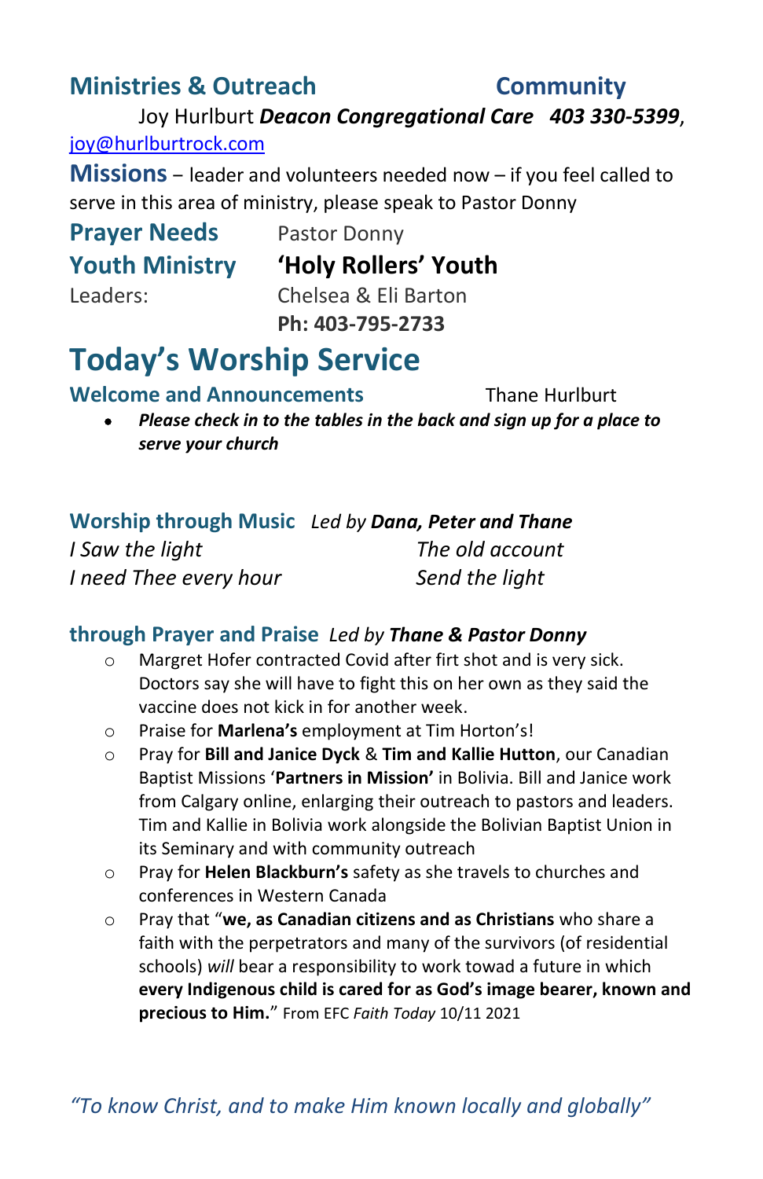## Ministries & Outreach                    Community

Joy Hurlburt ***Deacon Congregational Care***   ***403 330-5399***, joy@hurlburtrock.com

**Missions** – leader and volunteers needed now – if you feel called to serve in this area of ministry, please speak to Pastor Donny

**Prayer Needs** Pastor Donny

**Youth Ministry** **'Holy Rollers' Youth**

Leaders: Chelsea & Eli Barton

**Ph: 403-795-2733**

# Today's Worship Service

### Welcome and Announcements                Thane Hurlburt

- ***Please check in to the tables in the back and sign up for a place to serve your church***

### Worship through Music *Led by* ***Dana, Peter and Thane***

*I Saw the light*

*I need Thee every hour*

*The old account*

*Send the light*

### through Prayer and Praise *Led by* ***Thane & Pastor Donny***

- Margret Hofer contracted Covid after firt shot and is very sick. Doctors say she will have to fight this on her own as they said the vaccine does not kick in for another week.
- Praise for **Marlena's** employment at Tim Horton's!
- Pray for **Bill and Janice Dyck** & **Tim and Kallie Hutton**, our Canadian Baptist Missions '**Partners in Mission'** in Bolivia. Bill and Janice work from Calgary online, enlarging their outreach to pastors and leaders. Tim and Kallie in Bolivia work alongside the Bolivian Baptist Union in its Seminary and with community outreach
- Pray for **Helen Blackburn's** safety as she travels to churches and conferences in Western Canada
- Pray that "**we, as Canadian citizens and as Christians** who share a faith with the perpetrators and many of the survivors (of residential schools) *will* bear a responsibility to work towad a future in which **every Indigenous child is cared for as God's image bearer, known and precious to Him.**" From EFC *Faith Today* 10/11 2021

*"To know Christ, and to make Him known locally and globally"*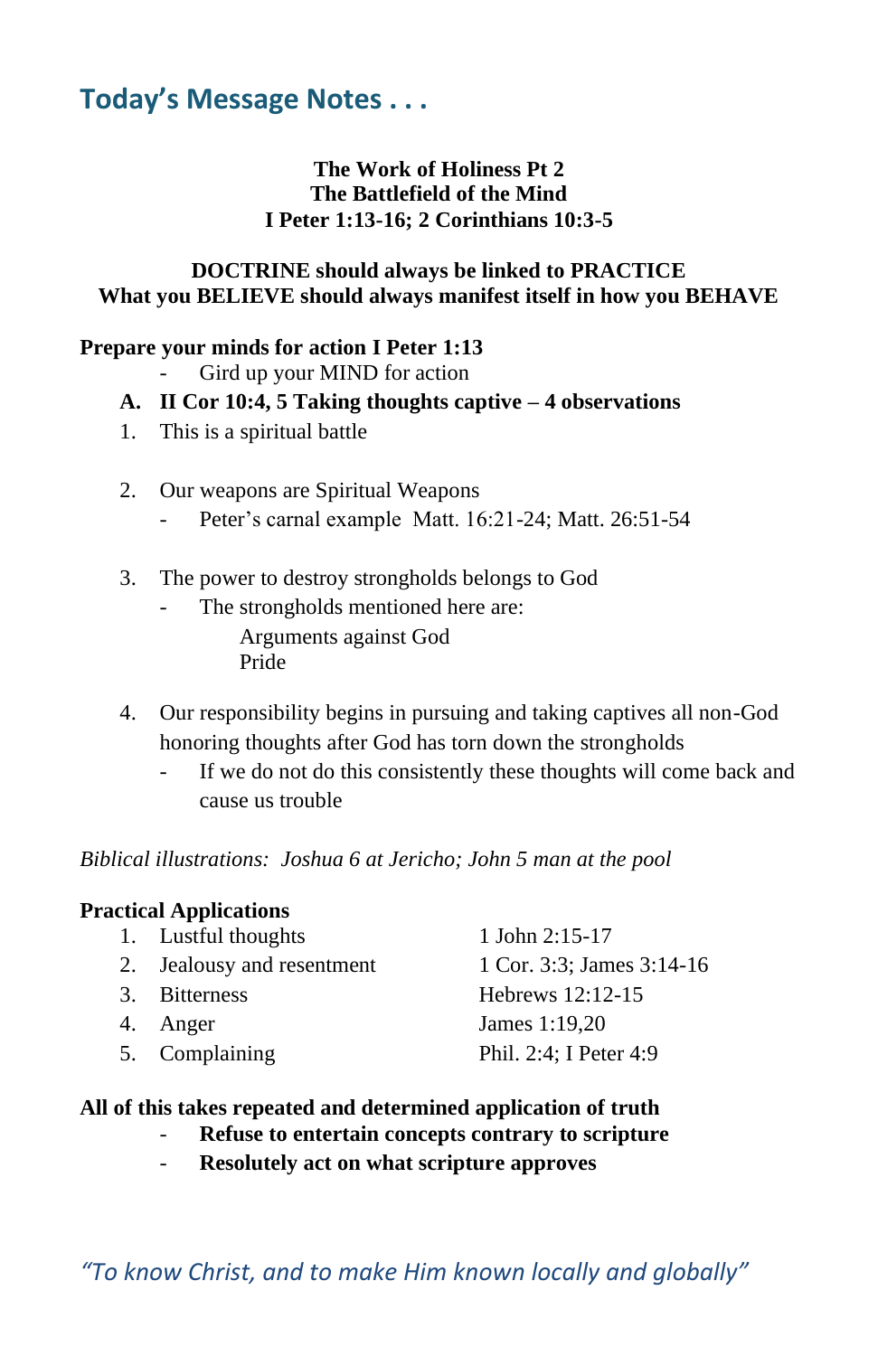## Today's Message Notes . . .

**The Work of Holiness Pt 2**
**The Battlefield of the Mind**
**I Peter 1:13-16; 2 Corinthians 10:3-5**

**DOCTRINE should always be linked to PRACTICE**
**What you BELIEVE should always manifest itself in how you BEHAVE**

**Prepare your minds for action I Peter 1:13**

- Gird up your MIND for action

**A. II Cor 10:4, 5 Taking thoughts captive – 4 observations**

1. This is a spiritual battle

2. Our weapons are Spiritual Weapons
   - Peter's carnal example Matt. 16:21-24; Matt. 26:51-54

3. The power to destroy strongholds belongs to God
   - The strongholds mentioned here are:
     - Arguments against God
     - Pride

4. Our responsibility begins in pursuing and taking captives all non-God honoring thoughts after God has torn down the strongholds
   - If we do not do this consistently these thoughts will come back and cause us trouble

*Biblical illustrations: Joshua 6 at Jericho; John 5 man at the pool*

**Practical Applications**

1. Lustful thoughts — 1 John 2:15-17
2. Jealousy and resentment — 1 Cor. 3:3; James 3:14-16
3. Bitterness — Hebrews 12:12-15
4. Anger — James 1:19,20
5. Complaining — Phil. 2:4; I Peter 4:9

**All of this takes repeated and determined application of truth**

- **Refuse to entertain concepts contrary to scripture**
- **Resolutely act on what scripture approves**

*"To know Christ, and to make Him known locally and globally"*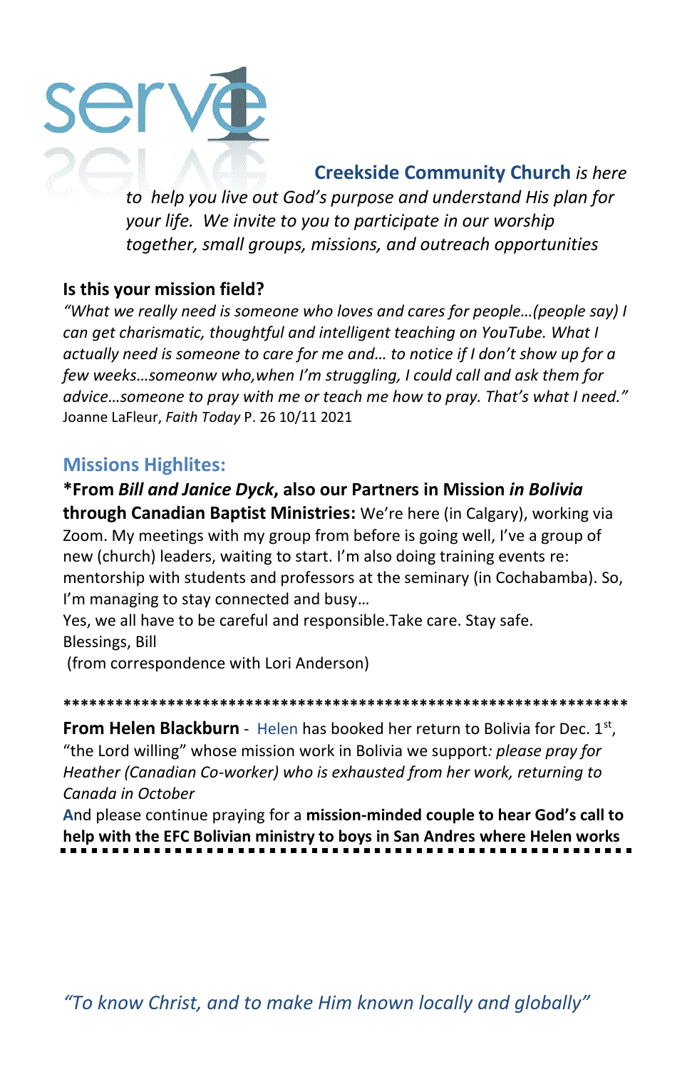**Creekside Community Church** *is here to help you live out God's purpose and understand His plan for your life. We invite to you to participate in our worship together, small groups, missions, and outreach opportunities*

**Is this your mission field?**

*"What we really need is someone who loves and cares for people…(people say) I can get charismatic, thoughtful and intelligent teaching on YouTube. What I actually need is someone to care for me and… to notice if I don't show up for a few weeks…someonw who,when I'm struggling, I could call and ask them for advice…someone to pray with me or teach me how to pray. That's what I need."*
Joanne LaFleur, *Faith Today* P. 26 10/11 2021

## Missions Highlites:

**\*From *Bill and Janice Dyck*, also our Partners in Mission *in Bolivia* through Canadian Baptist Ministries:** We're here (in Calgary), working via Zoom. My meetings with my group from before is going well, I've a group of new (church) leaders, waiting to start. I'm also doing training events re: mentorship with students and professors at the seminary (in Cochabamba). So, I'm managing to stay connected and busy…
Yes, we all have to be careful and responsible.Take care. Stay safe.
Blessings, Bill
(from correspondence with Lori Anderson)

*****************************************************************

**From Helen Blackburn** - Helen has booked her return to Bolivia for Dec. 1st, "the Lord willing" whose mission work in Bolivia we support*: please pray for Heather (Canadian Co-worker) who is exhausted from her work, returning to Canada in October*
And please continue praying for a **mission-minded couple to hear God's call to help with the EFC Bolivian ministry to boys in San Andres where Helen works**

*"To know Christ, and to make Him known locally and globally"*